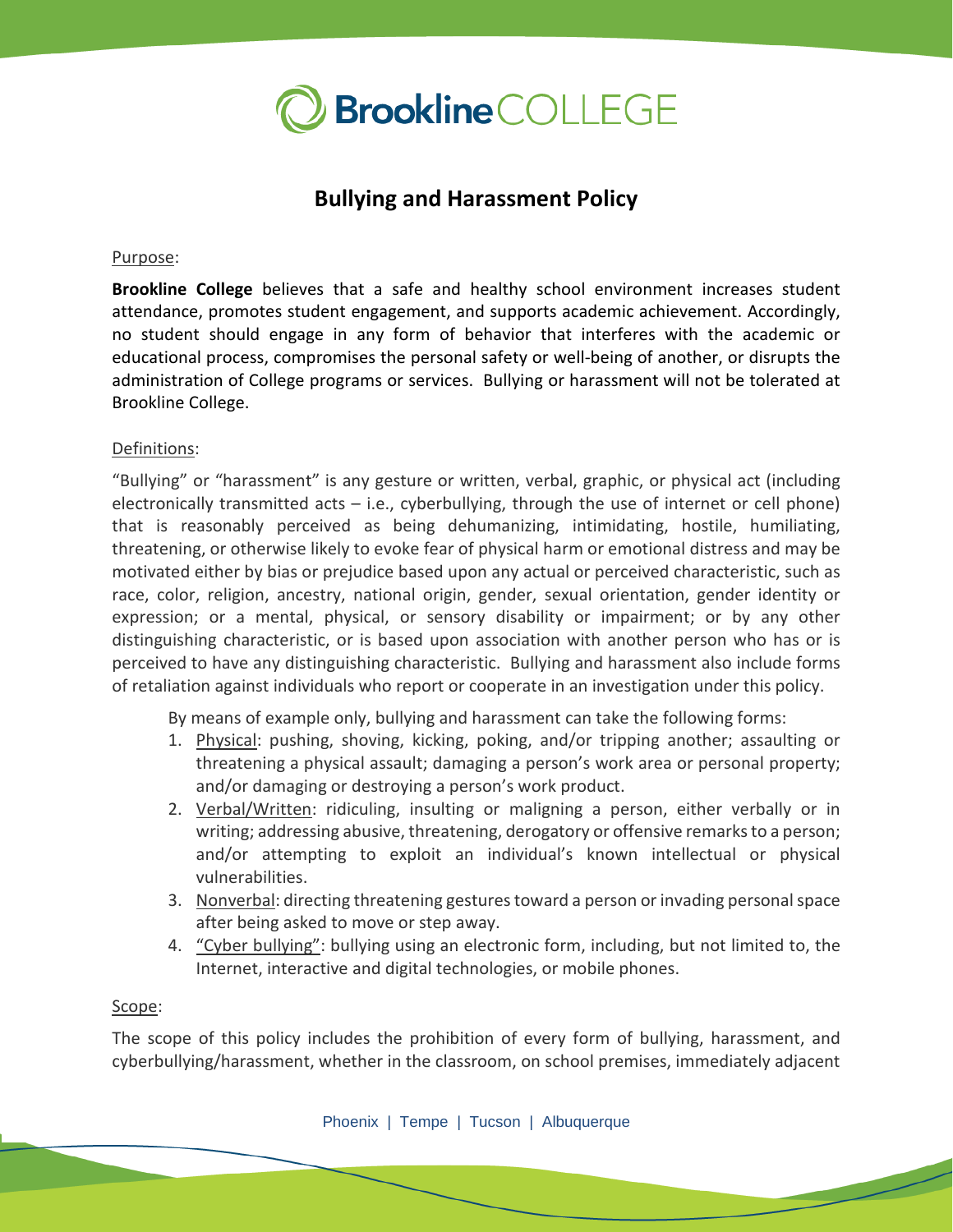# Bullying and Harassment Policy

Purpose:

**Brookline College** believes that a safe and healthy school environment increases student attendance, promotes student engagement, and supports academic achievement. Accordingly, no student should engage in any form of behavior that interferes with the academic or educational process, compromises the personal safety or well-being of another, or disrupts the administration of College programs or services. Bullying or harassment will not be tolerated at Brookline College.

Definitions:

"Bullying" or "harassment" is any gesture or written, verbal, graphic, or physical act (including electronically transmitted acts – i.e., cyberbullying, through the use of internet or cell phone) that is reasonably perceived as being dehumanizing, intimidating, hostile, humiliating, threatening, or otherwise likely to evoke fear of physical harm or emotional distress and may be motivated either by bias or prejudice based upon any actual or perceived characteristic, such as race, color, religion, ancestry, national origin, gender, sexual orientation, gender identity or expression; or a mental, physical, or sensory disability or impairment; or by any other distinguishing characteristic, or is based upon association with another person who has or is perceived to have any distinguishing characteristic. Bullying and harassment also include forms of retaliation against individuals who report or cooperate in an investigation under this policy.

By means of example only, bullying and harassment can take the following forms:

1. Physical: pushing, shoving, kicking, poking, and/or tripping another; assaulting or threatening a physical assault; damaging a person's work area or personal property; and/or damaging or destroying a person's work product.
2. Verbal/Written: ridiculing, insulting or maligning a person, either verbally or in writing; addressing abusive, threatening, derogatory or offensive remarks to a person; and/or attempting to exploit an individual's known intellectual or physical vulnerabilities.
3. Nonverbal: directing threatening gestures toward a person or invading personal space after being asked to move or step away.
4. "Cyber bullying": bullying using an electronic form, including, but not limited to, the Internet, interactive and digital technologies, or mobile phones.

Scope:

The scope of this policy includes the prohibition of every form of bullying, harassment, and cyberbullying/harassment, whether in the classroom, on school premises, immediately adjacent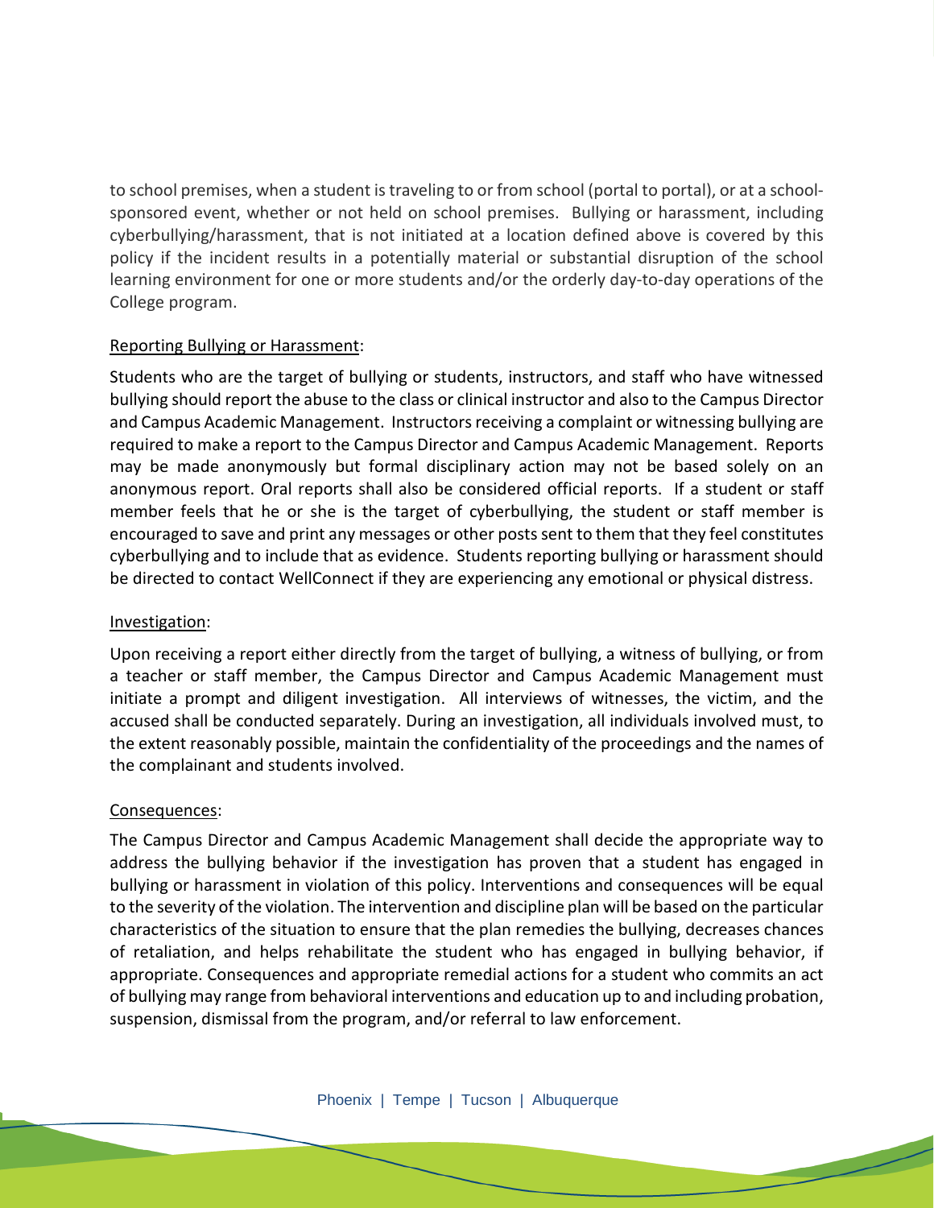to school premises, when a student is traveling to or from school (portal to portal), or at a school-sponsored event, whether or not held on school premises. Bullying or harassment, including cyberbullying/harassment, that is not initiated at a location defined above is covered by this policy if the incident results in a potentially material or substantial disruption of the school learning environment for one or more students and/or the orderly day-to-day operations of the College program.

<u>Reporting Bullying or Harassment</u>:

Students who are the target of bullying or students, instructors, and staff who have witnessed bullying should report the abuse to the class or clinical instructor and also to the Campus Director and Campus Academic Management. Instructors receiving a complaint or witnessing bullying are required to make a report to the Campus Director and Campus Academic Management. Reports may be made anonymously but formal disciplinary action may not be based solely on an anonymous report. Oral reports shall also be considered official reports. If a student or staff member feels that he or she is the target of cyberbullying, the student or staff member is encouraged to save and print any messages or other posts sent to them that they feel constitutes cyberbullying and to include that as evidence. Students reporting bullying or harassment should be directed to contact WellConnect if they are experiencing any emotional or physical distress.

<u>Investigation</u>:

Upon receiving a report either directly from the target of bullying, a witness of bullying, or from a teacher or staff member, the Campus Director and Campus Academic Management must initiate a prompt and diligent investigation. All interviews of witnesses, the victim, and the accused shall be conducted separately. During an investigation, all individuals involved must, to the extent reasonably possible, maintain the confidentiality of the proceedings and the names of the complainant and students involved.

<u>Consequences</u>:

The Campus Director and Campus Academic Management shall decide the appropriate way to address the bullying behavior if the investigation has proven that a student has engaged in bullying or harassment in violation of this policy. Interventions and consequences will be equal to the severity of the violation. The intervention and discipline plan will be based on the particular characteristics of the situation to ensure that the plan remedies the bullying, decreases chances of retaliation, and helps rehabilitate the student who has engaged in bullying behavior, if appropriate. Consequences and appropriate remedial actions for a student who commits an act of bullying may range from behavioral interventions and education up to and including probation, suspension, dismissal from the program, and/or referral to law enforcement.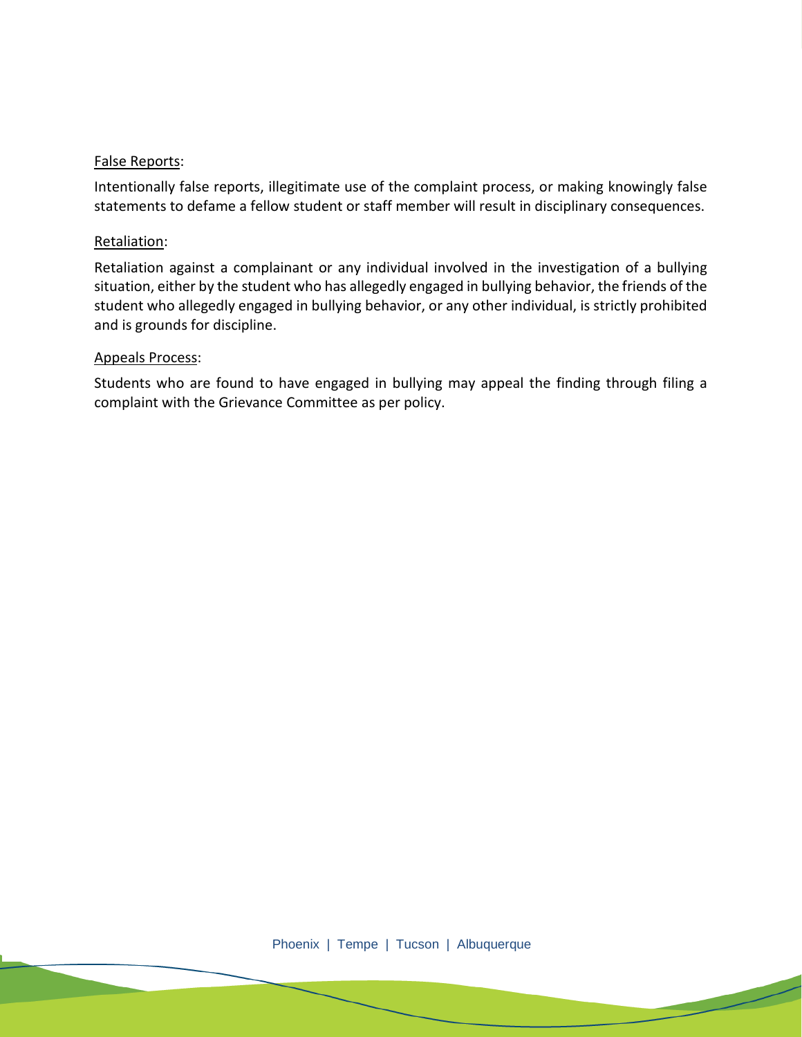False Reports:

Intentionally false reports, illegitimate use of the complaint process, or making knowingly false statements to defame a fellow student or staff member will result in disciplinary consequences.

Retaliation:

Retaliation against a complainant or any individual involved in the investigation of a bullying situation, either by the student who has allegedly engaged in bullying behavior, the friends of the student who allegedly engaged in bullying behavior, or any other individual, is strictly prohibited and is grounds for discipline.

Appeals Process:

Students who are found to have engaged in bullying may appeal the finding through filing a complaint with the Grievance Committee as per policy.